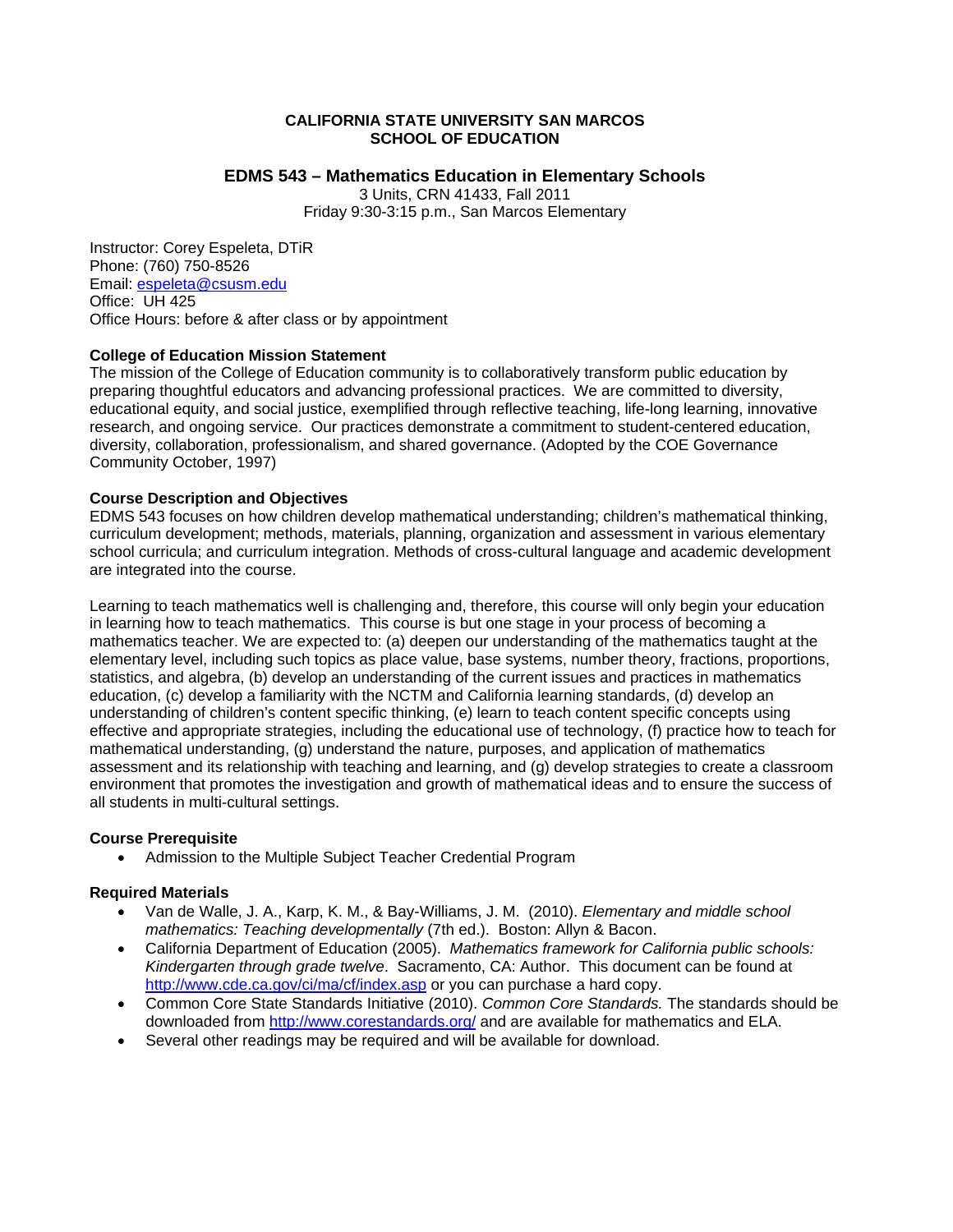**CALIFORNIA STATE UNIVERSITY SAN MARCOS**
**SCHOOL OF EDUCATION**

# EDMS 543 – Mathematics Education in Elementary Schools

3 Units, CRN 41433, Fall 2011
Friday 9:30-3:15 p.m., San Marcos Elementary

Instructor: Corey Espeleta, DTiR
Phone: (760) 750-8526
Email: espeleta@csusm.edu
Office: UH 425
Office Hours: before & after class or by appointment

## College of Education Mission Statement

The mission of the College of Education community is to collaboratively transform public education by preparing thoughtful educators and advancing professional practices. We are committed to diversity, educational equity, and social justice, exemplified through reflective teaching, life-long learning, innovative research, and ongoing service. Our practices demonstrate a commitment to student-centered education, diversity, collaboration, professionalism, and shared governance. (Adopted by the COE Governance Community October, 1997)

## Course Description and Objectives

EDMS 543 focuses on how children develop mathematical understanding; children's mathematical thinking, curriculum development; methods, materials, planning, organization and assessment in various elementary school curricula; and curriculum integration. Methods of cross-cultural language and academic development are integrated into the course.

Learning to teach mathematics well is challenging and, therefore, this course will only begin your education in learning how to teach mathematics. This course is but one stage in your process of becoming a mathematics teacher. We are expected to: (a) deepen our understanding of the mathematics taught at the elementary level, including such topics as place value, base systems, number theory, fractions, proportions, statistics, and algebra, (b) develop an understanding of the current issues and practices in mathematics education, (c) develop a familiarity with the NCTM and California learning standards, (d) develop an understanding of children's content specific thinking, (e) learn to teach content specific concepts using effective and appropriate strategies, including the educational use of technology, (f) practice how to teach for mathematical understanding, (g) understand the nature, purposes, and application of mathematics assessment and its relationship with teaching and learning, and (g) develop strategies to create a classroom environment that promotes the investigation and growth of mathematical ideas and to ensure the success of all students in multi-cultural settings.

## Course Prerequisite

- Admission to the Multiple Subject Teacher Credential Program

## Required Materials

- Van de Walle, J. A., Karp, K. M., & Bay-Williams, J. M. (2010). *Elementary and middle school mathematics: Teaching developmentally* (7th ed.). Boston: Allyn & Bacon.
- California Department of Education (2005). *Mathematics framework for California public schools: Kindergarten through grade twelve*. Sacramento, CA: Author. This document can be found at http://www.cde.ca.gov/ci/ma/cf/index.asp or you can purchase a hard copy.
- Common Core State Standards Initiative (2010). *Common Core Standards.* The standards should be downloaded from http://www.corestandards.org/ and are available for mathematics and ELA.
- Several other readings may be required and will be available for download.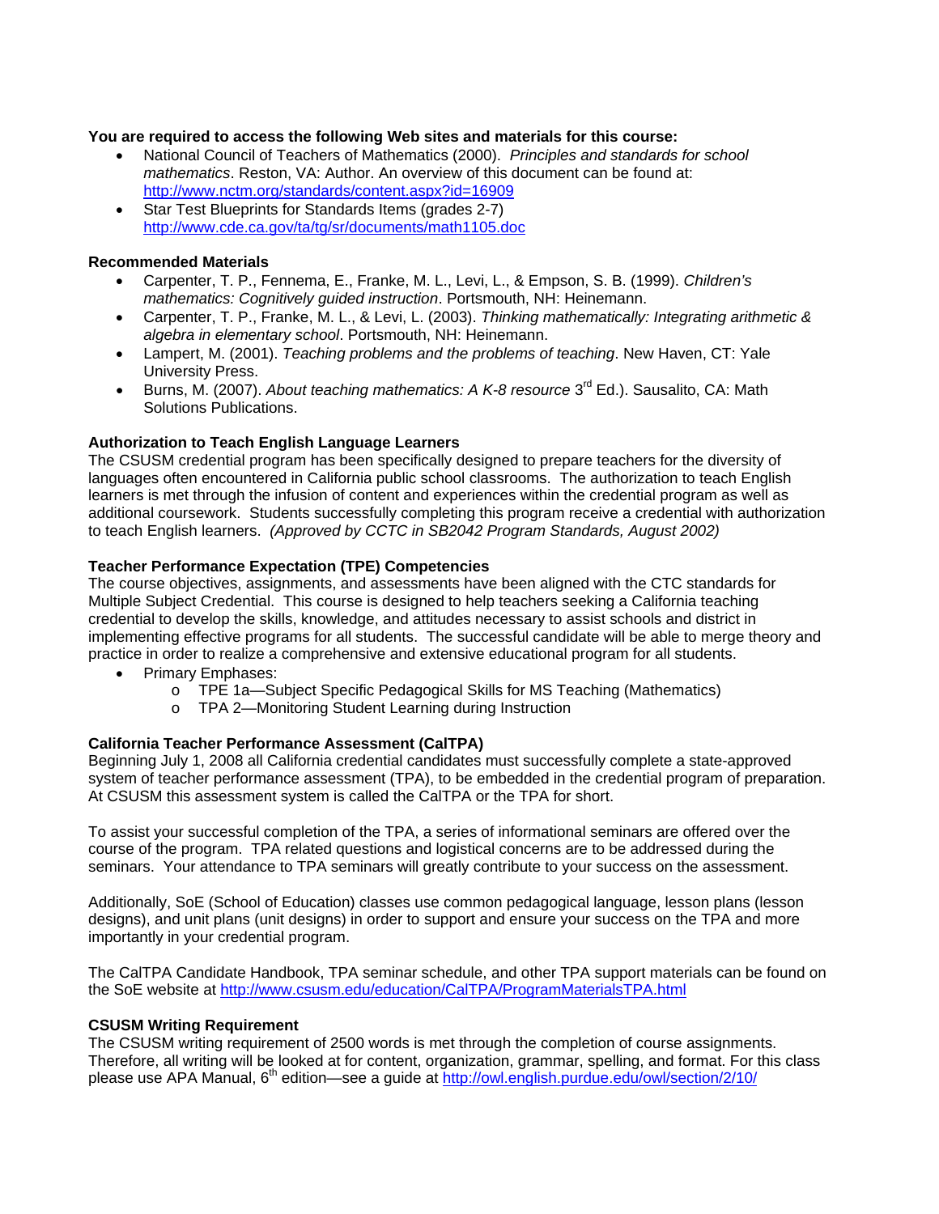**You are required to access the following Web sites and materials for this course:**

- National Council of Teachers of Mathematics (2000). *Principles and standards for school mathematics*. Reston, VA: Author. An overview of this document can be found at: http://www.nctm.org/standards/content.aspx?id=16909
- Star Test Blueprints for Standards Items (grades 2-7) http://www.cde.ca.gov/ta/tg/sr/documents/math1105.doc

**Recommended Materials**

- Carpenter, T. P., Fennema, E., Franke, M. L., Levi, L., & Empson, S. B. (1999). *Children's mathematics: Cognitively guided instruction*. Portsmouth, NH: Heinemann.
- Carpenter, T. P., Franke, M. L., & Levi, L. (2003). *Thinking mathematically: Integrating arithmetic & algebra in elementary school*. Portsmouth, NH: Heinemann.
- Lampert, M. (2001). *Teaching problems and the problems of teaching*. New Haven, CT: Yale University Press.
- Burns, M. (2007). *About teaching mathematics: A K-8 resource* 3rd Ed.). Sausalito, CA: Math Solutions Publications.

**Authorization to Teach English Language Learners**

The CSUSM credential program has been specifically designed to prepare teachers for the diversity of languages often encountered in California public school classrooms. The authorization to teach English learners is met through the infusion of content and experiences within the credential program as well as additional coursework. Students successfully completing this program receive a credential with authorization to teach English learners. *(Approved by CCTC in SB2042 Program Standards, August 2002)*

**Teacher Performance Expectation (TPE) Competencies**

The course objectives, assignments, and assessments have been aligned with the CTC standards for Multiple Subject Credential. This course is designed to help teachers seeking a California teaching credential to develop the skills, knowledge, and attitudes necessary to assist schools and district in implementing effective programs for all students. The successful candidate will be able to merge theory and practice in order to realize a comprehensive and extensive educational program for all students.

- Primary Emphases:
  - TPE 1a—Subject Specific Pedagogical Skills for MS Teaching (Mathematics)
  - TPA 2—Monitoring Student Learning during Instruction

**California Teacher Performance Assessment (CalTPA)**

Beginning July 1, 2008 all California credential candidates must successfully complete a state-approved system of teacher performance assessment (TPA), to be embedded in the credential program of preparation. At CSUSM this assessment system is called the CalTPA or the TPA for short.

To assist your successful completion of the TPA, a series of informational seminars are offered over the course of the program. TPA related questions and logistical concerns are to be addressed during the seminars. Your attendance to TPA seminars will greatly contribute to your success on the assessment.

Additionally, SoE (School of Education) classes use common pedagogical language, lesson plans (lesson designs), and unit plans (unit designs) in order to support and ensure your success on the TPA and more importantly in your credential program.

The CalTPA Candidate Handbook, TPA seminar schedule, and other TPA support materials can be found on the SoE website at http://www.csusm.edu/education/CalTPA/ProgramMaterialsTPA.html

**CSUSM Writing Requirement**

The CSUSM writing requirement of 2500 words is met through the completion of course assignments. Therefore, all writing will be looked at for content, organization, grammar, spelling, and format. For this class please use APA Manual, 6th edition—see a guide at http://owl.english.purdue.edu/owl/section/2/10/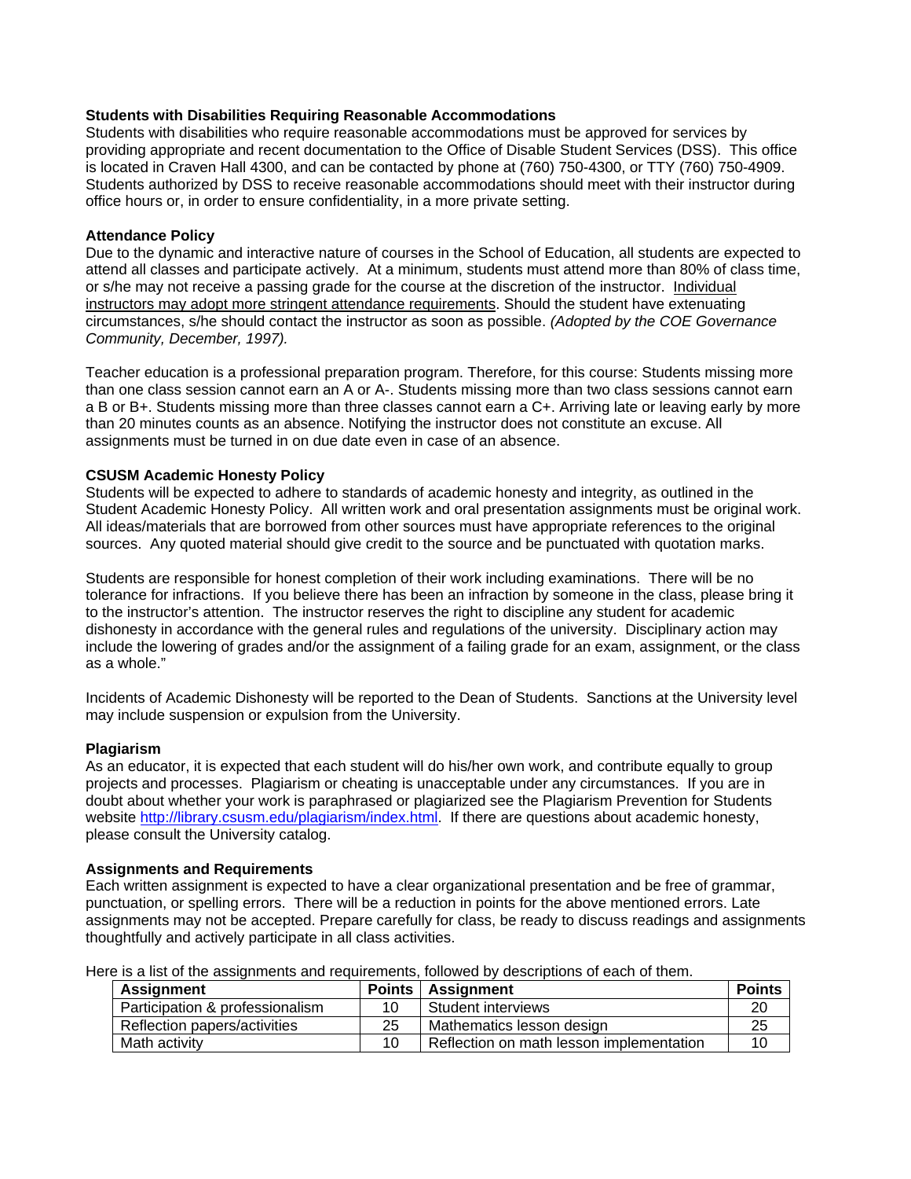**Students with Disabilities Requiring Reasonable Accommodations**
Students with disabilities who require reasonable accommodations must be approved for services by providing appropriate and recent documentation to the Office of Disable Student Services (DSS). This office is located in Craven Hall 4300, and can be contacted by phone at (760) 750-4300, or TTY (760) 750-4909. Students authorized by DSS to receive reasonable accommodations should meet with their instructor during office hours or, in order to ensure confidentiality, in a more private setting.

**Attendance Policy**
Due to the dynamic and interactive nature of courses in the School of Education, all students are expected to attend all classes and participate actively. At a minimum, students must attend more than 80% of class time, or s/he may not receive a passing grade for the course at the discretion of the instructor. Individual instructors may adopt more stringent attendance requirements. Should the student have extenuating circumstances, s/he should contact the instructor as soon as possible. *(Adopted by the COE Governance Community, December, 1997).*

Teacher education is a professional preparation program. Therefore, for this course: Students missing more than one class session cannot earn an A or A-. Students missing more than two class sessions cannot earn a B or B+. Students missing more than three classes cannot earn a C+. Arriving late or leaving early by more than 20 minutes counts as an absence. Notifying the instructor does not constitute an excuse. All assignments must be turned in on due date even in case of an absence.

**CSUSM Academic Honesty Policy**
Students will be expected to adhere to standards of academic honesty and integrity, as outlined in the Student Academic Honesty Policy. All written work and oral presentation assignments must be original work. All ideas/materials that are borrowed from other sources must have appropriate references to the original sources. Any quoted material should give credit to the source and be punctuated with quotation marks.

Students are responsible for honest completion of their work including examinations. There will be no tolerance for infractions. If you believe there has been an infraction by someone in the class, please bring it to the instructor's attention. The instructor reserves the right to discipline any student for academic dishonesty in accordance with the general rules and regulations of the university. Disciplinary action may include the lowering of grades and/or the assignment of a failing grade for an exam, assignment, or the class as a whole."

Incidents of Academic Dishonesty will be reported to the Dean of Students. Sanctions at the University level may include suspension or expulsion from the University.

**Plagiarism**
As an educator, it is expected that each student will do his/her own work, and contribute equally to group projects and processes. Plagiarism or cheating is unacceptable under any circumstances. If you are in doubt about whether your work is paraphrased or plagiarized see the Plagiarism Prevention for Students website http://library.csusm.edu/plagiarism/index.html. If there are questions about academic honesty, please consult the University catalog.

**Assignments and Requirements**
Each written assignment is expected to have a clear organizational presentation and be free of grammar, punctuation, or spelling errors. There will be a reduction in points for the above mentioned errors. Late assignments may not be accepted. Prepare carefully for class, be ready to discuss readings and assignments thoughtfully and actively participate in all class activities.

Here is a list of the assignments and requirements, followed by descriptions of each of them.

| Assignment | Points | Assignment | Points |
|---|---|---|---|
| Participation & professionalism | 10 | Student interviews | 20 |
| Reflection papers/activities | 25 | Mathematics lesson design | 25 |
| Math activity | 10 | Reflection on math lesson implementation | 10 |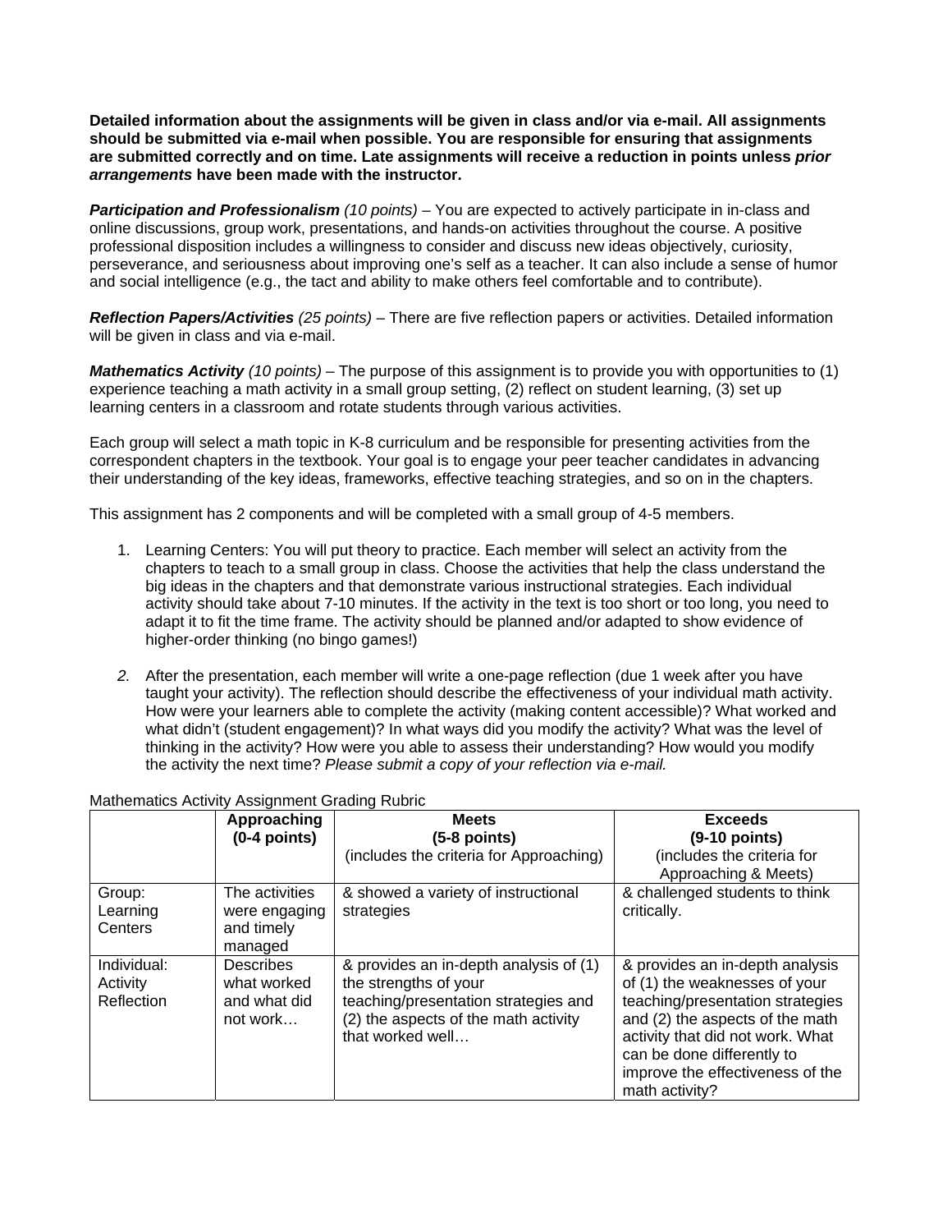**Detailed information about the assignments will be given in class and/or via e-mail. All assignments should be submitted via e-mail when possible. You are responsible for ensuring that assignments are submitted correctly and on time. Late assignments will receive a reduction in points unless *prior arrangements* have been made with the instructor.**

***Participation and Professionalism*** *(10 points)* – You are expected to actively participate in in-class and online discussions, group work, presentations, and hands-on activities throughout the course. A positive professional disposition includes a willingness to consider and discuss new ideas objectively, curiosity, perseverance, and seriousness about improving one's self as a teacher. It can also include a sense of humor and social intelligence (e.g., the tact and ability to make others feel comfortable and to contribute).

***Reflection Papers/Activities*** *(25 points)* – There are five reflection papers or activities. Detailed information will be given in class and via e-mail.

***Mathematics Activity*** *(10 points)* – The purpose of this assignment is to provide you with opportunities to (1) experience teaching a math activity in a small group setting, (2) reflect on student learning, (3) set up learning centers in a classroom and rotate students through various activities.

Each group will select a math topic in K-8 curriculum and be responsible for presenting activities from the correspondent chapters in the textbook. Your goal is to engage your peer teacher candidates in advancing their understanding of the key ideas, frameworks, effective teaching strategies, and so on in the chapters.

This assignment has 2 components and will be completed with a small group of 4-5 members.

1. Learning Centers: You will put theory to practice. Each member will select an activity from the chapters to teach to a small group in class. Choose the activities that help the class understand the big ideas in the chapters and that demonstrate various instructional strategies. Each individual activity should take about 7-10 minutes. If the activity in the text is too short or too long, you need to adapt it to fit the time frame. The activity should be planned and/or adapted to show evidence of higher-order thinking (no bingo games!)
2. After the presentation, each member will write a one-page reflection (due 1 week after you have taught your activity). The reflection should describe the effectiveness of your individual math activity. How were your learners able to complete the activity (making content accessible)? What worked and what didn't (student engagement)? In what ways did you modify the activity? What was the level of thinking in the activity? How were you able to assess their understanding? How would you modify the activity the next time? *Please submit a copy of your reflection via e-mail.*

Mathematics Activity Assignment Grading Rubric

| | **Approaching (0-4 points)** | **Meets (5-8 points)** (includes the criteria for Approaching) | **Exceeds (9-10 points)** (includes the criteria for Approaching & Meets) |
|---|---|---|---|
| Group: Learning Centers | The activities were engaging and timely managed | & showed a variety of instructional strategies | & challenged students to think critically. |
| Individual: Activity Reflection | Describes what worked and what did not work… | & provides an in-depth analysis of (1) the strengths of your teaching/presentation strategies and (2) the aspects of the math activity that worked well… | & provides an in-depth analysis of (1) the weaknesses of your teaching/presentation strategies and (2) the aspects of the math activity that did not work. What can be done differently to improve the effectiveness of the math activity? |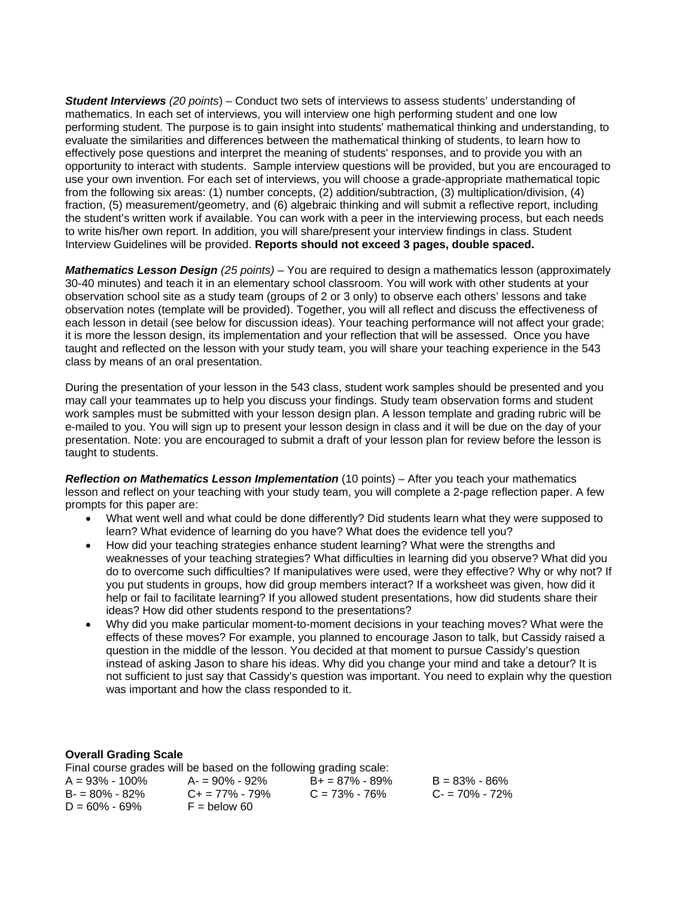***Student Interviews*** *(20 points*) – Conduct two sets of interviews to assess students' understanding of mathematics. In each set of interviews, you will interview one high performing student and one low performing student. The purpose is to gain insight into students' mathematical thinking and understanding, to evaluate the similarities and differences between the mathematical thinking of students, to learn how to effectively pose questions and interpret the meaning of students' responses, and to provide you with an opportunity to interact with students. Sample interview questions will be provided, but you are encouraged to use your own invention. For each set of interviews, you will choose a grade-appropriate mathematical topic from the following six areas: (1) number concepts, (2) addition/subtraction, (3) multiplication/division, (4) fraction, (5) measurement/geometry, and (6) algebraic thinking and will submit a reflective report, including the student's written work if available. You can work with a peer in the interviewing process, but each needs to write his/her own report. In addition, you will share/present your interview findings in class. Student Interview Guidelines will be provided. **Reports should not exceed 3 pages, double spaced.**

***Mathematics Lesson Design*** *(25 points)* – You are required to design a mathematics lesson (approximately 30-40 minutes) and teach it in an elementary school classroom. You will work with other students at your observation school site as a study team (groups of 2 or 3 only) to observe each others' lessons and take observation notes (template will be provided). Together, you will all reflect and discuss the effectiveness of each lesson in detail (see below for discussion ideas). Your teaching performance will not affect your grade; it is more the lesson design, its implementation and your reflection that will be assessed. Once you have taught and reflected on the lesson with your study team, you will share your teaching experience in the 543 class by means of an oral presentation.

During the presentation of your lesson in the 543 class, student work samples should be presented and you may call your teammates up to help you discuss your findings. Study team observation forms and student work samples must be submitted with your lesson design plan. A lesson template and grading rubric will be e-mailed to you. You will sign up to present your lesson design in class and it will be due on the day of your presentation. Note: you are encouraged to submit a draft of your lesson plan for review before the lesson is taught to students.

***Reflection on Mathematics Lesson Implementation*** (10 points) – After you teach your mathematics lesson and reflect on your teaching with your study team, you will complete a 2-page reflection paper. A few prompts for this paper are:

- What went well and what could be done differently? Did students learn what they were supposed to learn? What evidence of learning do you have? What does the evidence tell you?
- How did your teaching strategies enhance student learning? What were the strengths and weaknesses of your teaching strategies? What difficulties in learning did you observe? What did you do to overcome such difficulties? If manipulatives were used, were they effective? Why or why not? If you put students in groups, how did group members interact? If a worksheet was given, how did it help or fail to facilitate learning? If you allowed student presentations, how did students share their ideas? How did other students respond to the presentations?
- Why did you make particular moment-to-moment decisions in your teaching moves? What were the effects of these moves? For example, you planned to encourage Jason to talk, but Cassidy raised a question in the middle of the lesson. You decided at that moment to pursue Cassidy's question instead of asking Jason to share his ideas. Why did you change your mind and take a detour? It is not sufficient to just say that Cassidy's question was important. You need to explain why the question was important and how the class responded to it.

**Overall Grading Scale**

Final course grades will be based on the following grading scale:

| | | | |
|---|---|---|---|
| A = 93% - 100% | A- = 90% - 92% | B+ = 87% - 89% | B = 83% - 86% |
| B- = 80% - 82% | C+ = 77% - 79% | C = 73% - 76% | C- = 70% - 72% |
| D = 60% - 69% | F = below 60 | | |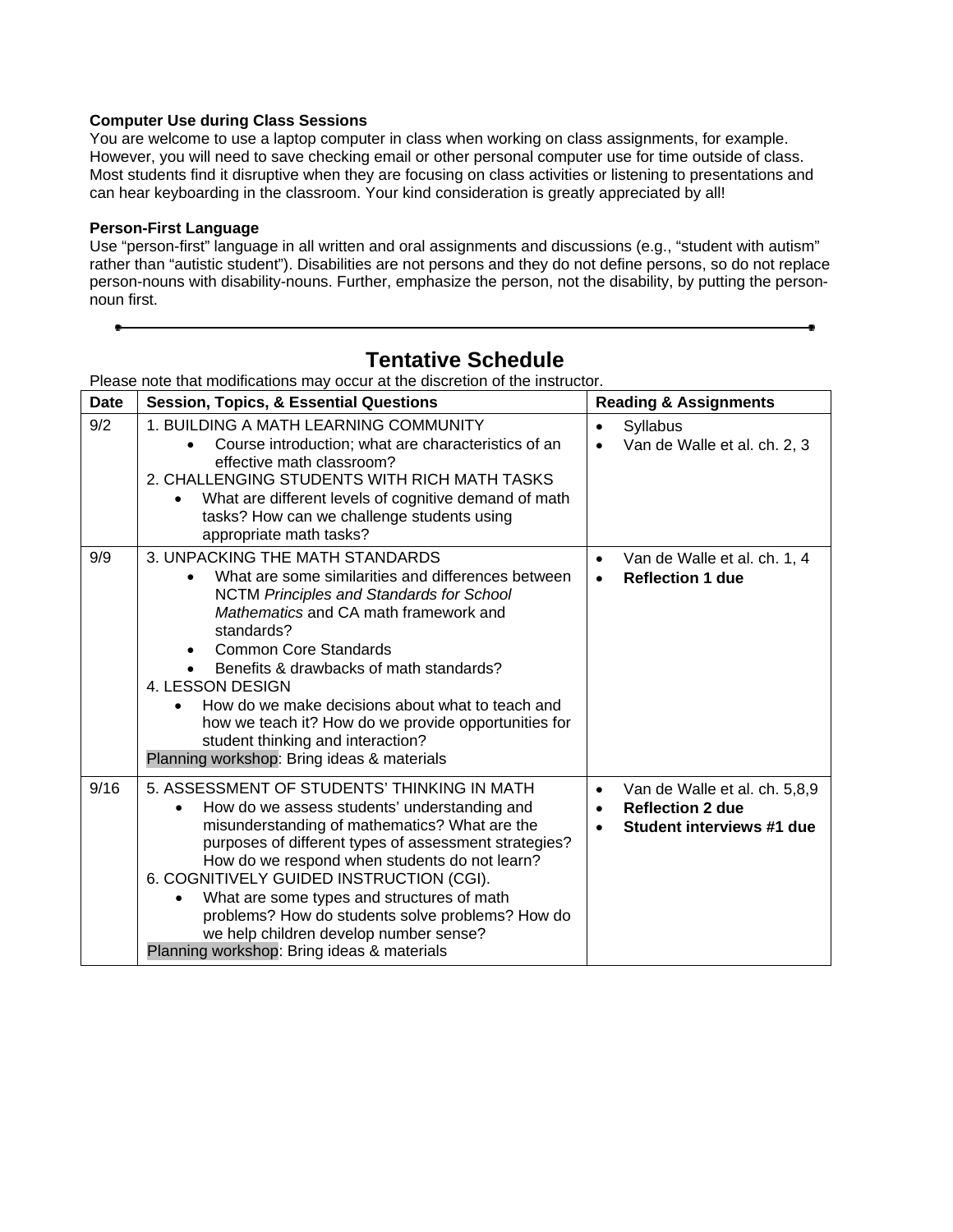**Computer Use during Class Sessions**

You are welcome to use a laptop computer in class when working on class assignments, for example. However, you will need to save checking email or other personal computer use for time outside of class. Most students find it disruptive when they are focusing on class activities or listening to presentations and can hear keyboarding in the classroom. Your kind consideration is greatly appreciated by all!

**Person-First Language**

Use "person-first" language in all written and oral assignments and discussions (e.g., "student with autism" rather than "autistic student"). Disabilities are not persons and they do not define persons, so do not replace person-nouns with disability-nouns. Further, emphasize the person, not the disability, by putting the person-noun first.

---

## Tentative Schedule

Please note that modifications may occur at the discretion of the instructor.

| Date | Session, Topics, & Essential Questions | Reading & Assignments |
|---|---|---|
| 9/2 | 1. BUILDING A MATH LEARNING COMMUNITY<br>• Course introduction; what are characteristics of an effective math classroom?<br>2. CHALLENGING STUDENTS WITH RICH MATH TASKS<br>• What are different levels of cognitive demand of math tasks? How can we challenge students using appropriate math tasks? | • Syllabus<br>• Van de Walle et al. ch. 2, 3 |
| 9/9 | 3. UNPACKING THE MATH STANDARDS<br>• What are some similarities and differences between NCTM *Principles and Standards for School Mathematics* and CA math framework and standards?<br>• Common Core Standards<br>• Benefits & drawbacks of math standards?<br>4. LESSON DESIGN<br>• How do we make decisions about what to teach and how we teach it? How do we provide opportunities for student thinking and interaction?<br>Planning workshop: Bring ideas & materials | • Van de Walle et al. ch. 1, 4<br>• **Reflection 1 due** |
| 9/16 | 5. ASSESSMENT OF STUDENTS' THINKING IN MATH<br>• How do we assess students' understanding and misunderstanding of mathematics? What are the purposes of different types of assessment strategies? How do we respond when students do not learn?<br>6. COGNITIVELY GUIDED INSTRUCTION (CGI).<br>• What are some types and structures of math problems? How do students solve problems? How do we help children develop number sense?<br>Planning workshop: Bring ideas & materials | • Van de Walle et al. ch. 5,8,9<br>• **Reflection 2 due**<br>• **Student interviews #1 due** |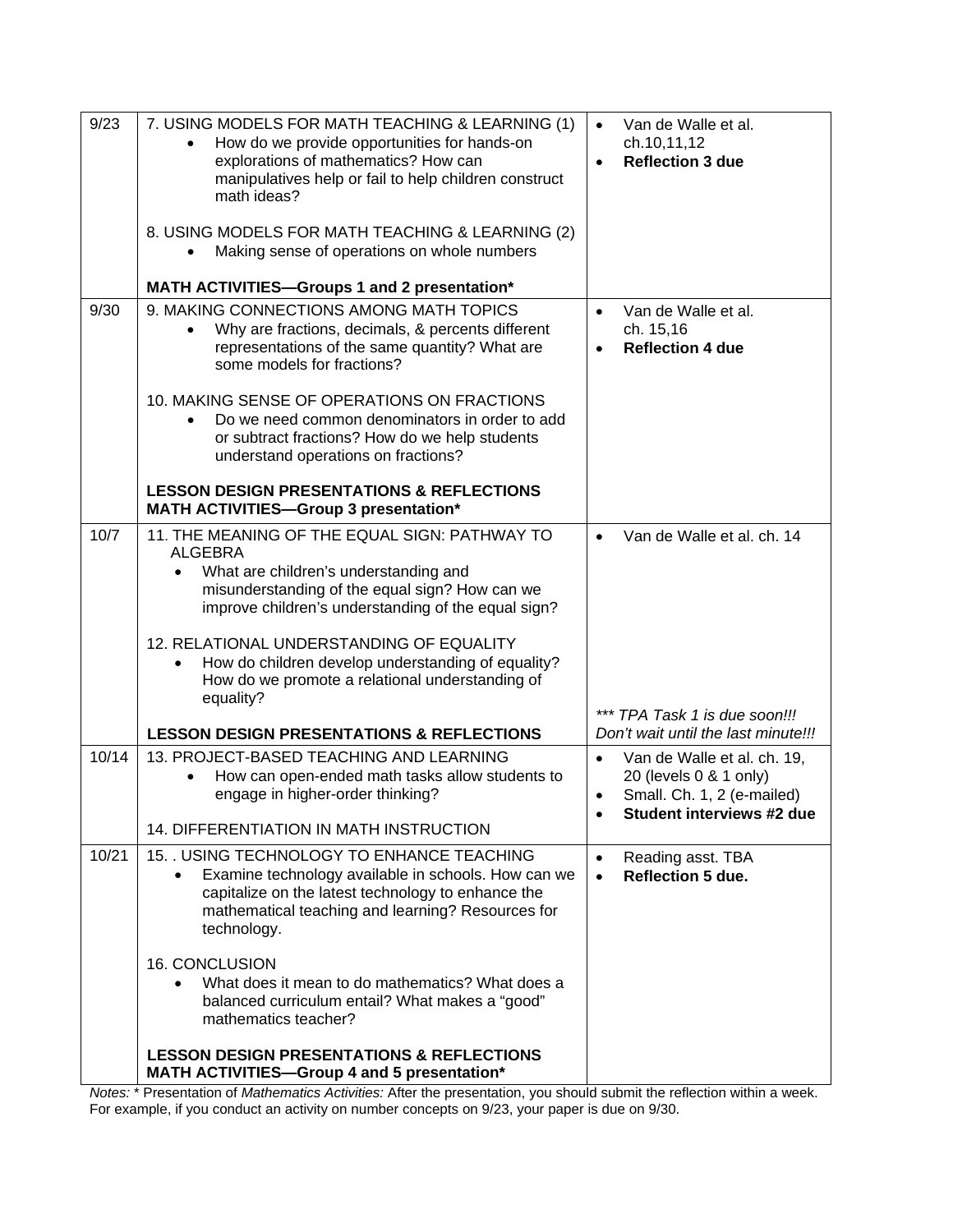| | | |
|---|---|---|
| 9/23 | 7. USING MODELS FOR MATH TEACHING & LEARNING (1)<br>• How do we provide opportunities for hands-on explorations of mathematics? How can manipulatives help or fail to help children construct math ideas?<br><br>8. USING MODELS FOR MATH TEACHING & LEARNING (2)<br>• Making sense of operations on whole numbers<br><br>**MATH ACTIVITIES—Groups 1 and 2 presentation*** | • Van de Walle et al. ch.10,11,12<br>• **Reflection 3 due** |
| 9/30 | 9. MAKING CONNECTIONS AMONG MATH TOPICS<br>• Why are fractions, decimals, & percents different representations of the same quantity? What are some models for fractions?<br><br>10. MAKING SENSE OF OPERATIONS ON FRACTIONS<br>• Do we need common denominators in order to add or subtract fractions? How do we help students understand operations on fractions?<br><br>**LESSON DESIGN PRESENTATIONS & REFLECTIONS**<br>**MATH ACTIVITIES—Group 3 presentation*** | • Van de Walle et al. ch. 15,16<br>• **Reflection 4 due** |
| 10/7 | 11. THE MEANING OF THE EQUAL SIGN: PATHWAY TO ALGEBRA<br>• What are children's understanding and misunderstanding of the equal sign? How can we improve children's understanding of the equal sign?<br><br>12. RELATIONAL UNDERSTANDING OF EQUALITY<br>• How do children develop understanding of equality? How do we promote a relational understanding of equality?<br><br>**LESSON DESIGN PRESENTATIONS & REFLECTIONS** | • Van de Walle et al. ch. 14<br><br>*\*\*\* TPA Task 1 is due soon!!! Don't wait until the last minute!!!* |
| 10/14 | 13. PROJECT-BASED TEACHING AND LEARNING<br>• How can open-ended math tasks allow students to engage in higher-order thinking?<br><br>14. DIFFERENTIATION IN MATH INSTRUCTION | • Van de Walle et al. ch. 19, 20 (levels 0 & 1 only)<br>• Small. Ch. 1, 2 (e-mailed)<br>• **Student interviews #2 due** |
| 10/21 | 15. . USING TECHNOLOGY TO ENHANCE TEACHING<br>• Examine technology available in schools. How can we capitalize on the latest technology to enhance the mathematical teaching and learning? Resources for technology.<br><br>16. CONCLUSION<br>• What does it mean to do mathematics? What does a balanced curriculum entail? What makes a "good" mathematics teacher?<br><br>**LESSON DESIGN PRESENTATIONS & REFLECTIONS**<br>**MATH ACTIVITIES—Group 4 and 5 presentation*** | • Reading asst. TBA<br>• **Reflection 5 due.** |

*Notes:* * Presentation of *Mathematics Activities:* After the presentation, you should submit the reflection within a week. For example, if you conduct an activity on number concepts on 9/23, your paper is due on 9/30.